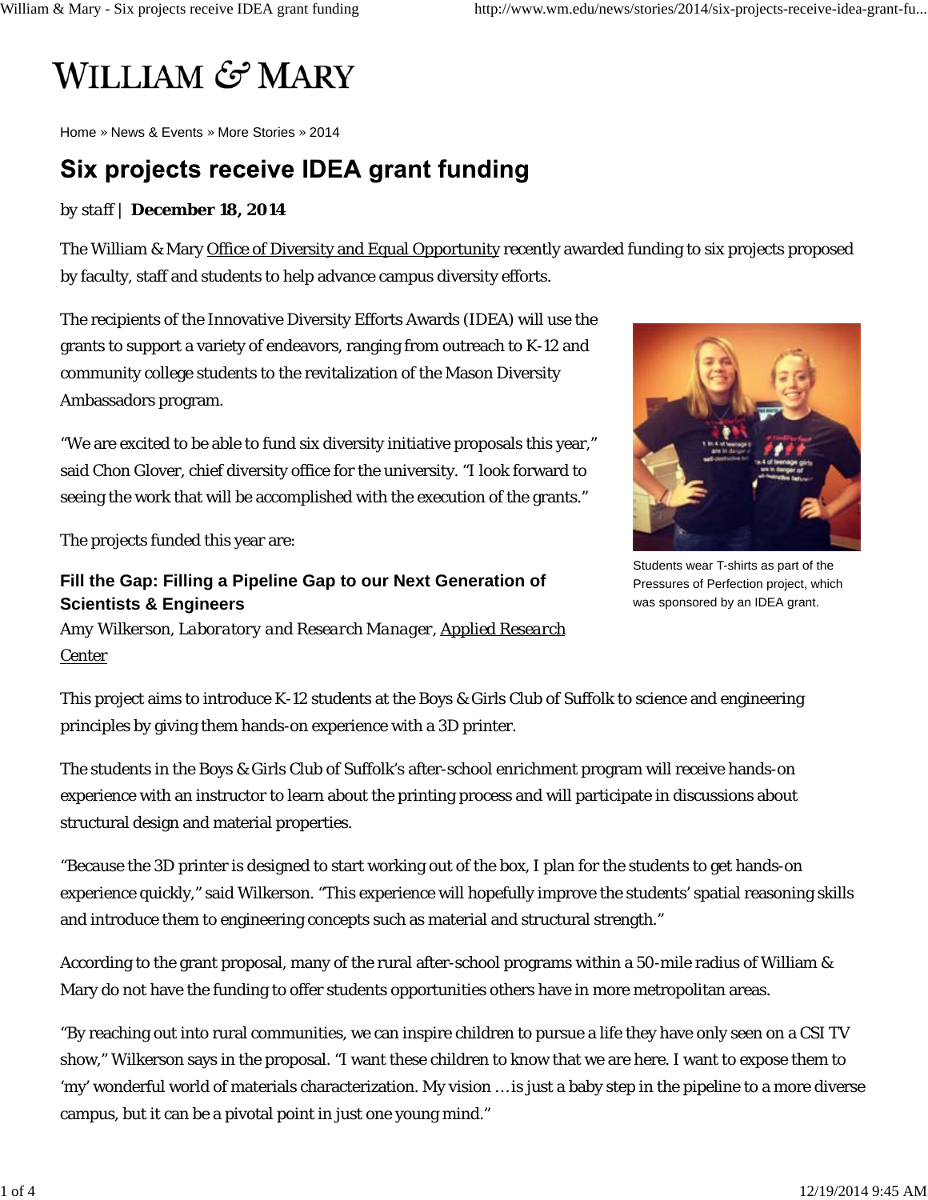# WILLIAM & MARY

Home » News & Events » More Stories » 2014

## Six projects receive IDEA grant funding

*by staff* | **December 18, 2014**

The William & Mary Office of Diversity and Equal Opportunity recently awarded funding to six projects proposed by faculty, staff and students to help advance campus diversity efforts.

The recipients of the Innovative Diversity Efforts Awards (IDEA) will use the grants to support a variety of endeavors, ranging from outreach to K-12 and community college students to the revitalization of the Mason Diversity Ambassadors program.

Students wear T-shirts as part of the Pressures of Perfection project, which was sponsored by an IDEA grant.

"We are excited to be able to fund six diversity initiative proposals this year," said Chon Glover, chief diversity office for the university. "I look forward to seeing the work that will be accomplished with the execution of the grants."

The projects funded this year are:

### Fill the Gap: Filling a Pipeline Gap to our Next Generation of Scientists & Engineers

Amy Wilkerson, *Laboratory and Research Manager*, Applied Research Center

This project aims to introduce K-12 students at the Boys & Girls Club of Suffolk to science and engineering principles by giving them hands-on experience with a 3D printer.

The students in the Boys & Girls Club of Suffolk's after-school enrichment program will receive hands-on experience with an instructor to learn about the printing process and will participate in discussions about structural design and material properties.

"Because the 3D printer is designed to start working out of the box, I plan for the students to get hands-on experience quickly," said Wilkerson. "This experience will hopefully improve the students' spatial reasoning skills and introduce them to engineering concepts such as material and structural strength."

According to the grant proposal, many of the rural after-school programs within a 50-mile radius of William & Mary do not have the funding to offer students opportunities others have in more metropolitan areas.

"By reaching out into rural communities, we can inspire children to pursue a life they have only seen on a CSI TV show," Wilkerson says in the proposal. "I want these children to know that we are here. I want to expose them to 'my' wonderful world of materials characterization. My vision …is just a baby step in the pipeline to a more diverse campus, but it can be a pivotal point in just one young mind."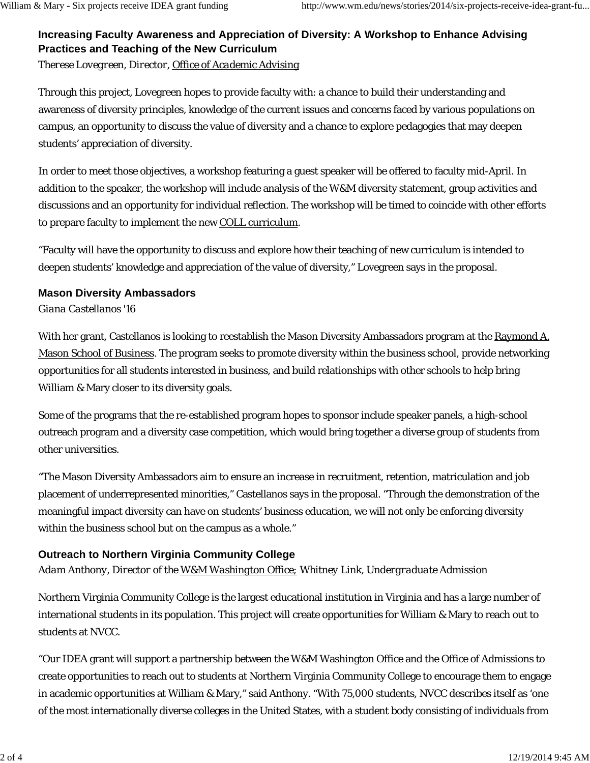### Increasing Faculty Awareness and Appreciation of Diversity: A Workshop to Enhance Advising Practices and Teaching of the New Curriculum

*Therese Lovegreen, Director, Office of Academic Advising*

Through this project, Lovegreen hopes to provide faculty with: a chance to build their understanding and awareness of diversity principles, knowledge of the current issues and concerns faced by various populations on campus, an opportunity to discuss the value of diversity and a chance to explore pedagogies that may deepen students' appreciation of diversity.

In order to meet those objectives, a workshop featuring a guest speaker will be offered to faculty mid-April. In addition to the speaker, the workshop will include analysis of the W&M diversity statement, group activities and discussions and an opportunity for individual reflection. The workshop will be timed to coincide with other efforts to prepare faculty to implement the new COLL curriculum.

"Faculty will have the opportunity to discuss and explore how their teaching of new curriculum is intended to deepen students' knowledge and appreciation of the value of diversity," Lovegreen says in the proposal.

### Mason Diversity Ambassadors

*Giana Castellanos '16*

With her grant, Castellanos is looking to reestablish the Mason Diversity Ambassadors program at the Raymond A. Mason School of Business. The program seeks to promote diversity within the business school, provide networking opportunities for all students interested in business, and build relationships with other schools to help bring William & Mary closer to its diversity goals.

Some of the programs that the re-established program hopes to sponsor include speaker panels, a high-school outreach program and a diversity case competition, which would bring together a diverse group of students from other universities.

"The Mason Diversity Ambassadors aim to ensure an increase in recruitment, retention, matriculation and job placement of underrepresented minorities," Castellanos says in the proposal. "Through the demonstration of the meaningful impact diversity can have on students' business education, we will not only be enforcing diversity within the business school but on the campus as a whole."

### Outreach to Northern Virginia Community College

*Adam Anthony, Director of the W&M Washington Office; Whitney Link, Undergraduate Admission*

Northern Virginia Community College is the largest educational institution in Virginia and has a large number of international students in its population. This project will create opportunities for William & Mary to reach out to students at NVCC.

"Our IDEA grant will support a partnership between the W&M Washington Office and the Office of Admissions to create opportunities to reach out to students at Northern Virginia Community College to encourage them to engage in academic opportunities at William & Mary," said Anthony. "With 75,000 students, NVCC describes itself as 'one of the most internationally diverse colleges in the United States, with a student body consisting of individuals from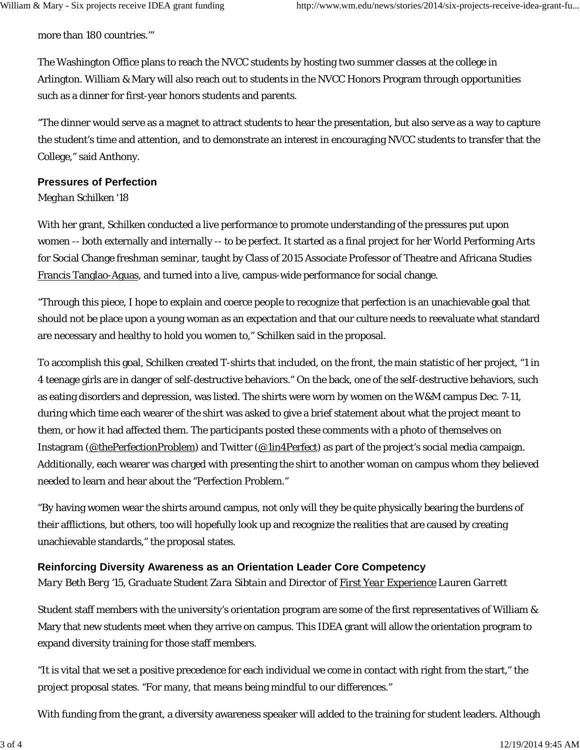more than 180 countries.'"

The Washington Office plans to reach the NVCC students by hosting two summer classes at the college in Arlington. William & Mary will also reach out to students in the NVCC Honors Program through opportunities such as a dinner for first-year honors students and parents.

"The dinner would serve as a magnet to attract students to hear the presentation, but also serve as a way to capture the student's time and attention, and to demonstrate an interest in encouraging NVCC students to transfer that the College," said Anthony.

### Pressures of Perfection

*Meghan Schilken '18*

With her grant, Schilken conducted a live performance to promote understanding of the pressures put upon women -- both externally and internally -- to be perfect. It started as a final project for her World Performing Arts for Social Change freshman seminar, taught by Class of 2015 Associate Professor of Theatre and Africana Studies Francis Tanglao-Aguas, and turned into a live, campus-wide performance for social change.

"Through this piece, I hope to explain and coerce people to recognize that perfection is an unachievable goal that should not be place upon a young woman as an expectation and that our culture needs to reevaluate what standard are necessary and healthy to hold you women to," Schilken said in the proposal.

To accomplish this goal, Schilken created T-shirts that included, on the front, the main statistic of her project, "1 in 4 teenage girls are in danger of self-destructive behaviors." On the back, one of the self-destructive behaviors, such as eating disorders and depression, was listed. The shirts were worn by women on the W&M campus Dec. 7-11, during which time each wearer of the shirt was asked to give a brief statement about what the project meant to them, or how it had affected them. The participants posted these comments with a photo of themselves on Instagram (@thePerfectionProblem) and Twitter (@1in4Perfect) as part of the project's social media campaign. Additionally, each wearer was charged with presenting the shirt to another woman on campus whom they believed needed to learn and hear about the "Perfection Problem."

"By having women wear the shirts around campus, not only will they be quite physically bearing the burdens of their afflictions, but others, too will hopefully look up and recognize the realities that are caused by creating unachievable standards," the proposal states.

### Reinforcing Diversity Awareness as an Orientation Leader Core Competency

*Mary Beth Berg '15, Graduate Student Zara Sibtain and Director of First Year Experience Lauren Garrett*

Student staff members with the university's orientation program are some of the first representatives of William & Mary that new students meet when they arrive on campus. This IDEA grant will allow the orientation program to expand diversity training for those staff members.

"It is vital that we set a positive precedence for each individual we come in contact with right from the start," the project proposal states. "For many, that means being mindful to our differences."

With funding from the grant, a diversity awareness speaker will added to the training for student leaders. Although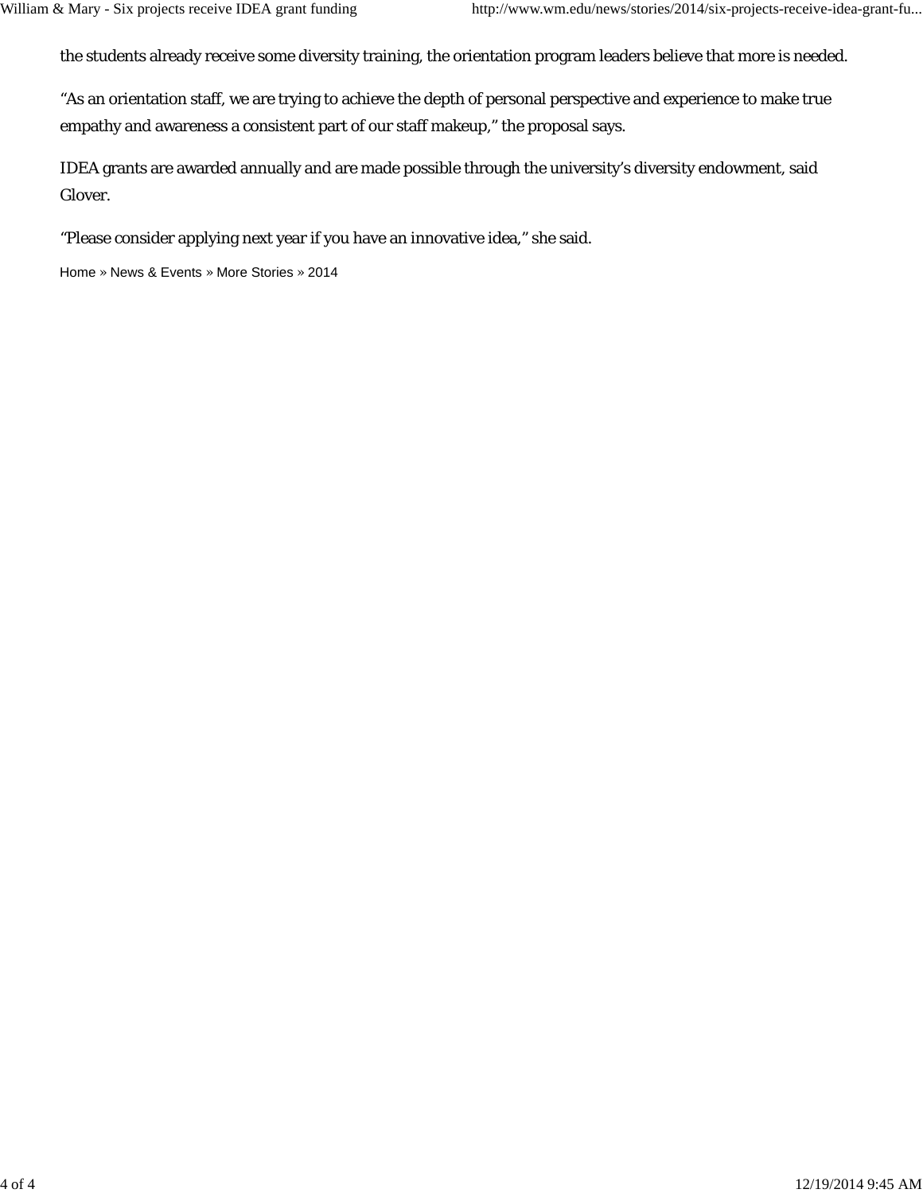the students already receive some diversity training, the orientation program leaders believe that more is needed.

"As an orientation staff, we are trying to achieve the depth of personal perspective and experience to make true empathy and awareness a consistent part of our staff makeup," the proposal says.

IDEA grants are awarded annually and are made possible through the university's diversity endowment, said Glover.

"Please consider applying next year if you have an innovative idea," she said.

Home » News & Events » More Stories » 2014